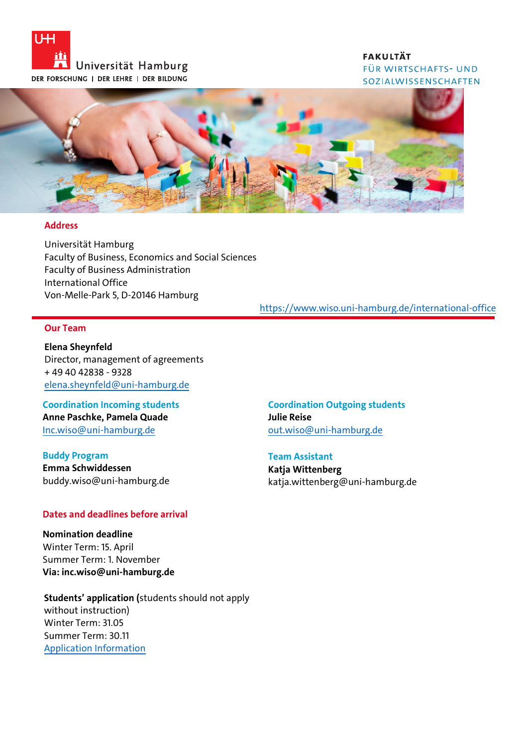Universität Hamburg
DER FORSCHUNG | DER LEHRE | DER BILDUNG

FAKULTÄT
FÜR WIRTSCHAFTS- UND SOZIALWISSENSCHAFTEN

## Address

Universität Hamburg
Faculty of Business, Economics and Social Sciences
Faculty of Business Administration
International Office
Von-Melle-Park 5, D-20146 Hamburg

https://www.wiso.uni-hamburg.de/international-office

## Our Team

**Elena Sheynfeld**
Director, management of agreements
+ 49 40 42838 - 9328
elena.sheynfeld@uni-hamburg.de

### Coordination Incoming students

**Anne Paschke, Pamela Quade**
Inc.wiso@uni-hamburg.de

### Coordination Outgoing students

**Julie Reise**
out.wiso@uni-hamburg.de

### Buddy Program

**Emma Schwiddessen**
buddy.wiso@uni-hamburg.de

### Team Assistant

**Katja Wittenberg**
katja.wittenberg@uni-hamburg.de

## Dates and deadlines before arrival

**Nomination deadline**
Winter Term: 15. April
Summer Term: 1. November
**Via: inc.wiso@uni-hamburg.de**

**Students' application (**students should not apply without instruction)
Winter Term: 31.05
Summer Term: 30.11
Application Information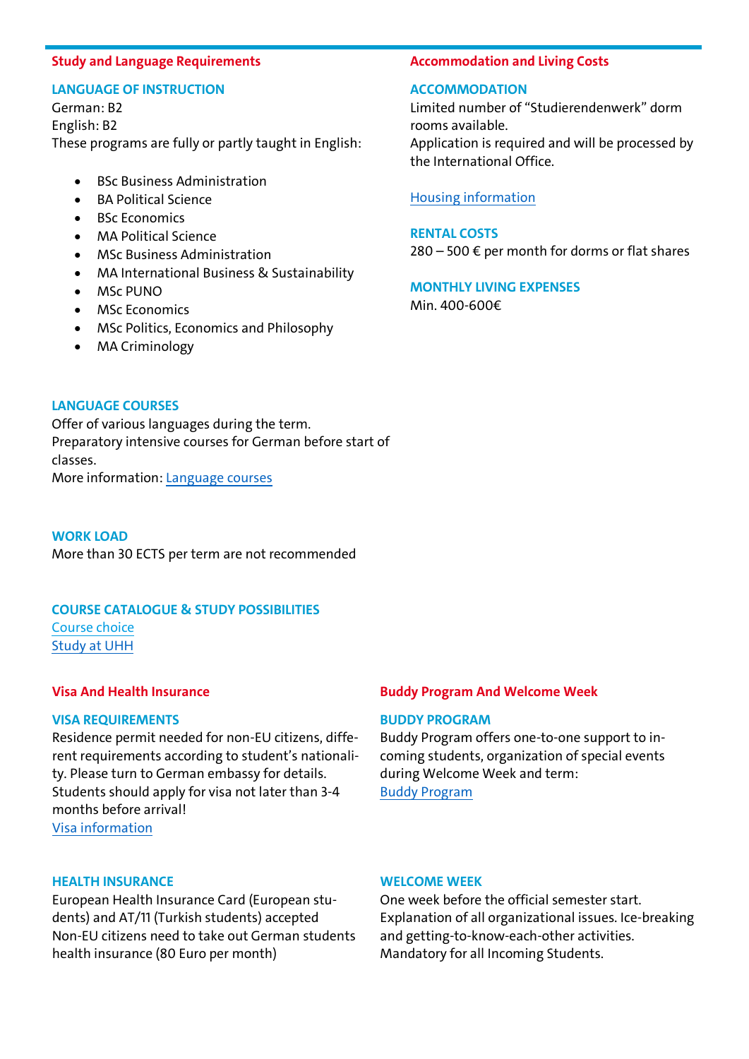## Study and Language Requirements

### LANGUAGE OF INSTRUCTION

German: B2
English: B2
These programs are fully or partly taught in English:

- BSc Business Administration
- BA Political Science
- BSc Economics
- MA Political Science
- MSc Business Administration
- MA International Business & Sustainability
- MSc PUNO
- MSc Economics
- MSc Politics, Economics and Philosophy
- MA Criminology

### LANGUAGE COURSES

Offer of various languages during the term.
Preparatory intensive courses for German before start of classes.
More information: Language courses

### WORK LOAD

More than 30 ECTS per term are not recommended

### COURSE CATALOGUE & STUDY POSSIBILITIES

Course choice
Study at UHH

## Accommodation and Living Costs

### ACCOMMODATION

Limited number of “Studierendenwerk” dorm rooms available.
Application is required and will be processed by the International Office.

Housing information

### RENTAL COSTS

280 – 500 € per month for dorms or flat shares

### MONTHLY LIVING EXPENSES

Min. 400-600€

## Visa And Health Insurance

### VISA REQUIREMENTS

Residence permit needed for non-EU citizens, different requirements according to student’s nationality. Please turn to German embassy for details. Students should apply for visa not later than 3-4 months before arrival!
Visa information

### HEALTH INSURANCE

European Health Insurance Card (European students) and AT/11 (Turkish students) accepted
Non-EU citizens need to take out German students health insurance (80 Euro per month)

## Buddy Program And Welcome Week

### BUDDY PROGRAM

Buddy Program offers one-to-one support to incoming students, organization of special events during Welcome Week and term:
Buddy Program

### WELCOME WEEK

One week before the official semester start.
Explanation of all organizational issues. Ice-breaking and getting-to-know-each-other activities.
Mandatory for all Incoming Students.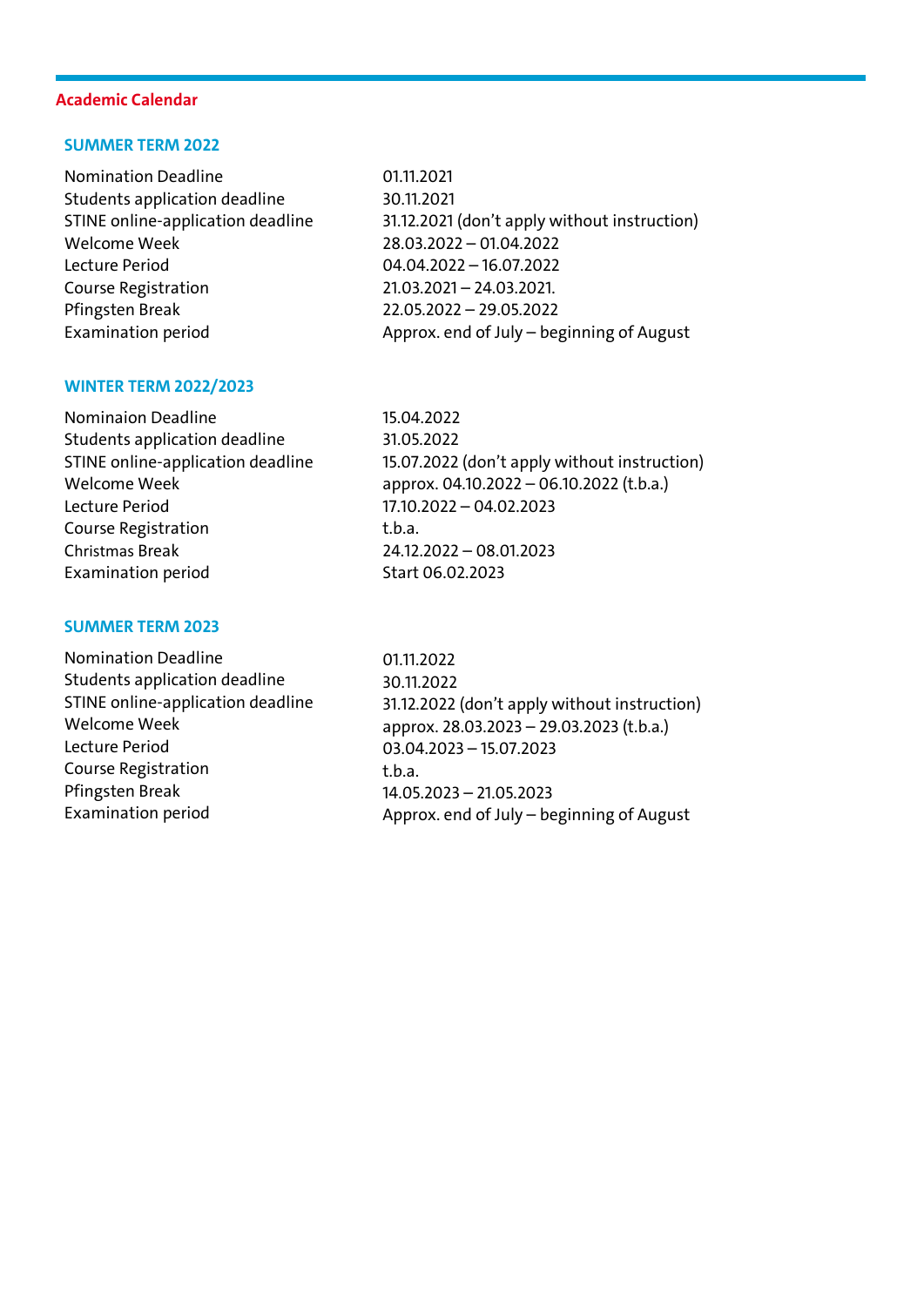## Academic Calendar

### SUMMER TERM 2022

| | |
|---|---|
| Nomination Deadline | 01.11.2021 |
| Students application deadline | 30.11.2021 |
| STINE online-application deadline | 31.12.2021 (don't apply without instruction) |
| Welcome Week | 28.03.2022 – 01.04.2022 |
| Lecture Period | 04.04.2022 – 16.07.2022 |
| Course Registration | 21.03.2021 – 24.03.2021. |
| Pfingsten Break | 22.05.2022 – 29.05.2022 |
| Examination period | Approx. end of July – beginning of August |

### WINTER TERM 2022/2023

| | |
|---|---|
| Nominaion Deadline | 15.04.2022 |
| Students application deadline | 31.05.2022 |
| STINE online-application deadline | 15.07.2022 (don't apply without instruction) |
| Welcome Week | approx. 04.10.2022 – 06.10.2022 (t.b.a.) |
| Lecture Period | 17.10.2022 – 04.02.2023 |
| Course Registration | t.b.a. |
| Christmas Break | 24.12.2022 – 08.01.2023 |
| Examination period | Start 06.02.2023 |

### SUMMER TERM 2023

| | |
|---|---|
| Nomination Deadline | 01.11.2022 |
| Students application deadline | 30.11.2022 |
| STINE online-application deadline | 31.12.2022 (don't apply without instruction) |
| Welcome Week | approx. 28.03.2023 – 29.03.2023 (t.b.a.) |
| Lecture Period | 03.04.2023 – 15.07.2023 |
| Course Registration | t.b.a. |
| Pfingsten Break | 14.05.2023 – 21.05.2023 |
| Examination period | Approx. end of July – beginning of August |